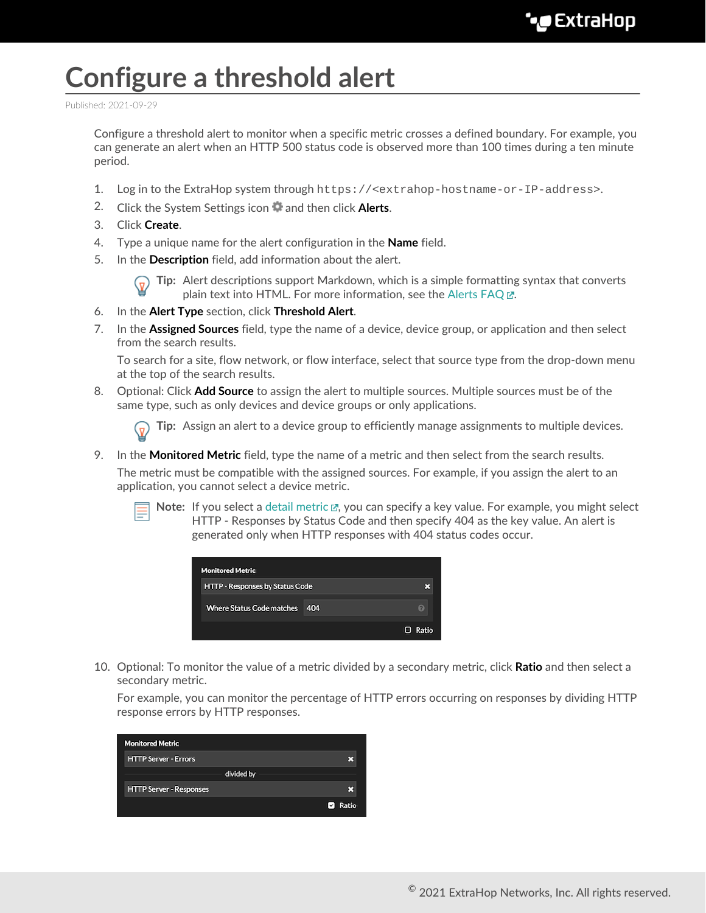# Configure a threshold alert

Published: 2021-09-29

Configure a threshold alert to monitor when a specific metric crosses a defined boundary. For example, you can generate an alert when an HTTP 500 status code is observed more than 100 times during a ten minute period.

1. Log in to the ExtraHop system through `https://<extrahop-hostname-or-IP-address>`.
2. Click the System Settings icon and then click **Alerts**.
3. Click **Create**.
4. Type a unique name for the alert configuration in the **Name** field.
5. In the **Description** field, add information about the alert.

   **Tip:** Alert descriptions support Markdown, which is a simple formatting syntax that converts plain text into HTML. For more information, see the Alerts FAQ.

6. In the **Alert Type** section, click **Threshold Alert**.
7. In the **Assigned Sources** field, type the name of a device, device group, or application and then select from the search results.

   To search for a site, flow network, or flow interface, select that source type from the drop-down menu at the top of the search results.

8. Optional: Click **Add Source** to assign the alert to multiple sources. Multiple sources must be of the same type, such as only devices and device groups or only applications.

   **Tip:** Assign an alert to a device group to efficiently manage assignments to multiple devices.

9. In the **Monitored Metric** field, type the name of a metric and then select from the search results.

   The metric must be compatible with the assigned sources. For example, if you assign the alert to an application, you cannot select a device metric.

   **Note:** If you select a detail metric, you can specify a key value. For example, you might select HTTP - Responses by Status Code and then specify 404 as the key value. An alert is generated only when HTTP responses with 404 status codes occur.

10. Optional: To monitor the value of a metric divided by a secondary metric, click **Ratio** and then select a secondary metric.

    For example, you can monitor the percentage of HTTP errors occurring on responses by dividing HTTP response errors by HTTP responses.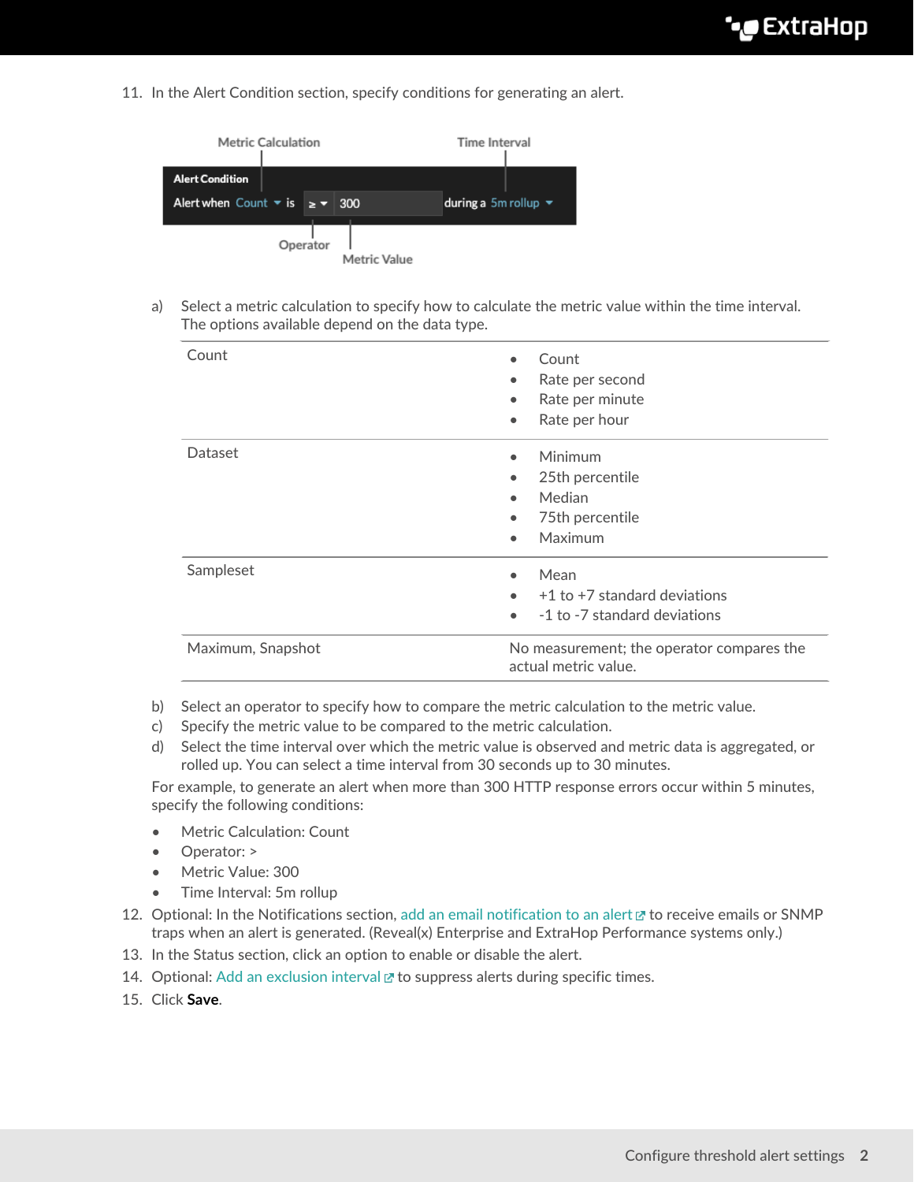11. In the Alert Condition section, specify conditions for generating an alert.

Metric Calculation

Time Interval

Alert Condition

Alert when Count is ≥ 300 during a 5m rollup

Operator

Metric Value

   a) Select a metric calculation to specify how to calculate the metric value within the time interval. The options available depend on the data type.

| | |
|---|---|
| Count | • Count<br>• Rate per second<br>• Rate per minute<br>• Rate per hour |
| Dataset | • Minimum<br>• 25th percentile<br>• Median<br>• 75th percentile<br>• Maximum |
| Sampleset | • Mean<br>• +1 to +7 standard deviations<br>• -1 to -7 standard deviations |
| Maximum, Snapshot | No measurement; the operator compares the actual metric value. |

   b) Select an operator to specify how to compare the metric calculation to the metric value.
   c) Specify the metric value to be compared to the metric calculation.
   d) Select the time interval over which the metric value is observed and metric data is aggregated, or rolled up. You can select a time interval from 30 seconds up to 30 minutes.

   For example, to generate an alert when more than 300 HTTP response errors occur within 5 minutes, specify the following conditions:

   - Metric Calculation: Count
   - Operator: >
   - Metric Value: 300
   - Time Interval: 5m rollup

12. Optional: In the Notifications section, add an email notification to an alert to receive emails or SNMP traps when an alert is generated. (Reveal(x) Enterprise and ExtraHop Performance systems only.)
13. In the Status section, click an option to enable or disable the alert.
14. Optional: Add an exclusion interval to suppress alerts during specific times.
15. Click **Save**.